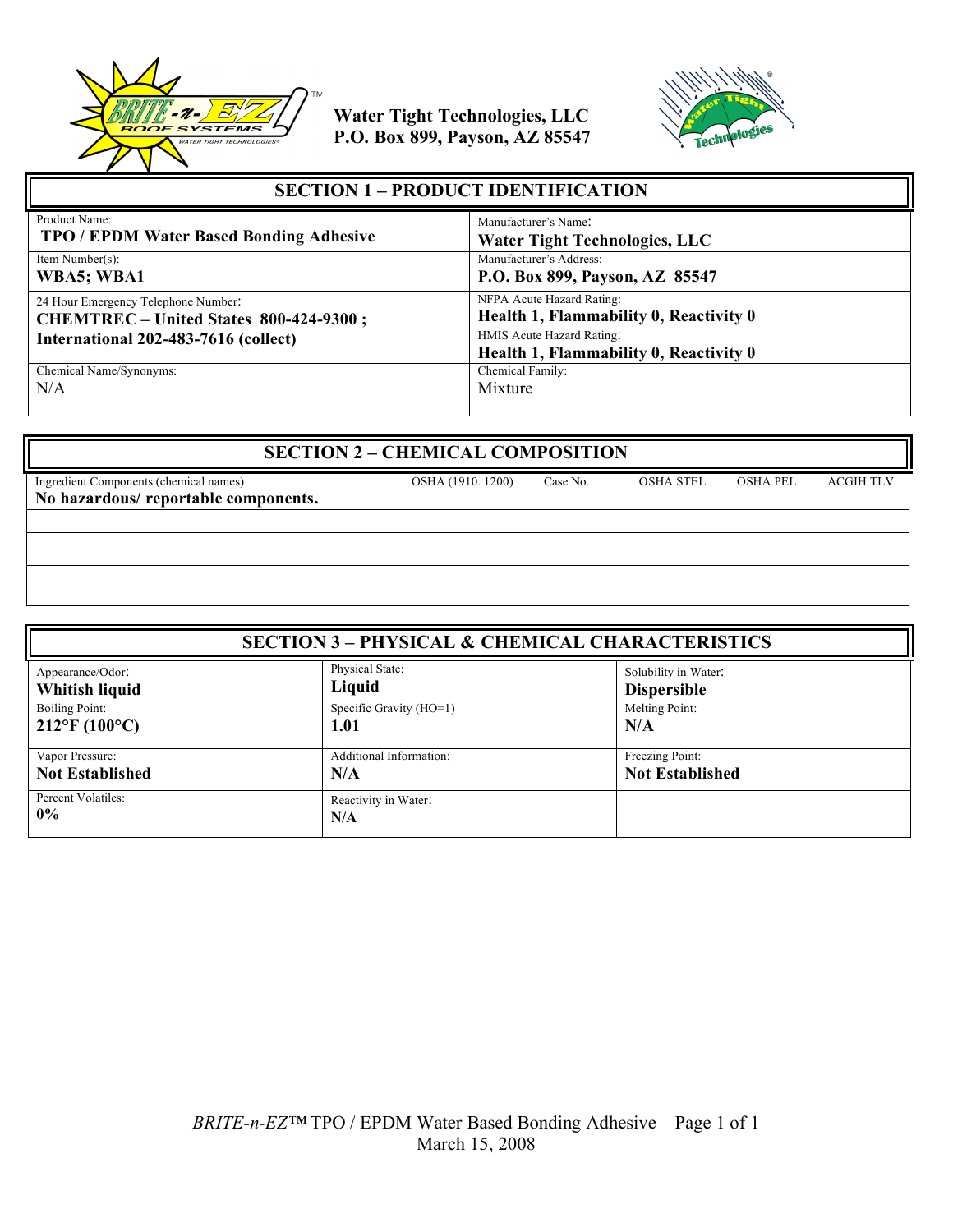Water Tight Technologies, LLC
P.O. Box 899, Payson, AZ 85547

## SECTION 1 – PRODUCT IDENTIFICATION

| | |
|---|---|
| Product Name:<br>**TPO / EPDM Water Based Bonding Adhesive** | Manufacturer's Name:<br>**Water Tight Technologies, LLC** |
| Item Number(s):<br>**WBA5; WBA1** | Manufacturer's Address:<br>**P.O. Box 899, Payson, AZ 85547** |
| 24 Hour Emergency Telephone Number:<br>**CHEMTREC – United States 800-424-9300 ; International 202-483-7616 (collect)** | NFPA Acute Hazard Rating:<br>**Health 1, Flammability 0, Reactivity 0**<br>HMIS Acute Hazard Rating:<br>**Health 1, Flammability 0, Reactivity 0** |
| Chemical Name/Synonyms:<br>N/A | Chemical Family:<br>Mixture |

## SECTION 2 – CHEMICAL COMPOSITION

| Ingredient Components (chemical names) | OSHA (1910. 1200) | Case No. | OSHA STEL | OSHA PEL | ACGIH TLV |
|---|---|---|---|---|---|
| **No hazardous/ reportable components.** | | | | | |
| | | | | | |
| | | | | | |
| | | | | | |

## SECTION 3 – PHYSICAL & CHEMICAL CHARACTERISTICS

| | | |
|---|---|---|
| Appearance/Odor:<br>**Whitish liquid** | Physical State:<br>**Liquid** | Solubility in Water:<br>**Dispersible** |
| Boiling Point:<br>**212°F (100°C)** | Specific Gravity (HO=1)<br>**1.01** | Melting Point:<br>**N/A** |
| Vapor Pressure:<br>**Not Established** | Additional Information:<br>**N/A** | Freezing Point:<br>**Not Established** |
| Percent Volatiles:<br>**0%** | Reactivity in Water:<br>**N/A** | |

*BRITE-n-EZ*™ TPO / EPDM Water Based Bonding Adhesive – Page 1 of 1
March 15, 2008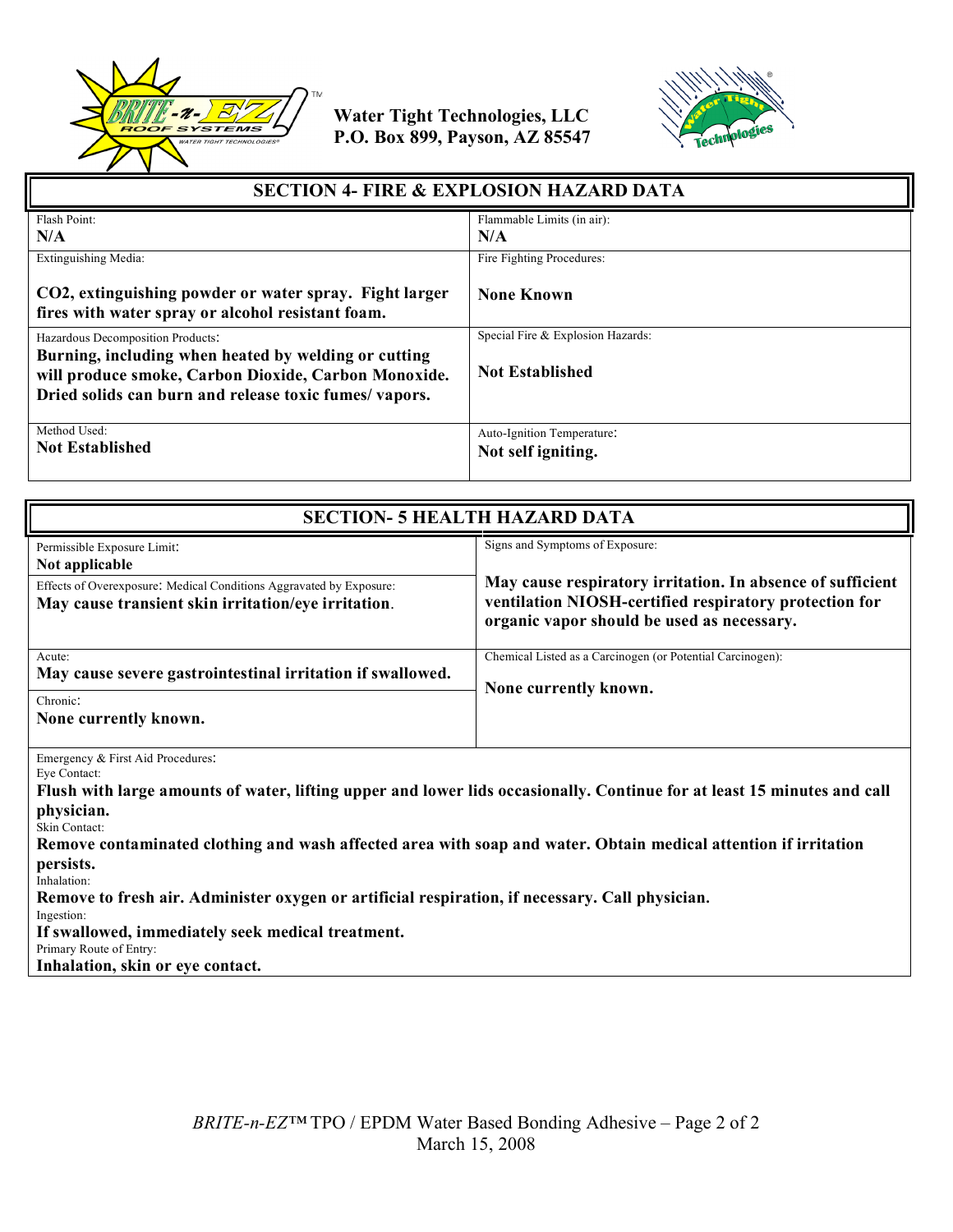Water Tight Technologies, LLC
P.O. Box 899, Payson, AZ 85547

## SECTION 4- FIRE & EXPLOSION HAZARD DATA

| Flash Point: | Flammable Limits (in air): |
| --- | --- |
| **N/A** | **N/A** |
| Extinguishing Media: **$CO_2$, extinguishing powder or water spray. Fight larger fires with water spray or alcohol resistant foam.** | Fire Fighting Procedures: **None Known** |
| Hazardous Decomposition Products: **Burning, including when heated by welding or cutting will produce smoke, Carbon Dioxide, Carbon Monoxide. Dried solids can burn and release toxic fumes/ vapors.** | Special Fire & Explosion Hazards: **Not Established** |
| Method Used: **Not Established** | Auto-Ignition Temperature: **Not self igniting.** |

## SECTION- 5 HEALTH HAZARD DATA

| | |
| --- | --- |
| Permissible Exposure Limit: **Not applicable** | Signs and Symptoms of Exposure: **May cause respiratory irritation. In absence of sufficient ventilation NIOSH-certified respiratory protection for organic vapor should be used as necessary.** |
| Effects of Overexposure: Medical Conditions Aggravated by Exposure: **May cause transient skin irritation/eye irritation.** | |
| Acute: **May cause severe gastrointestinal irritation if swallowed.** | Chemical Listed as a Carcinogen (or Potential Carcinogen): **None currently known.** |
| Chronic: **None currently known.** | |

Emergency & First Aid Procedures:

Eye Contact:
**Flush with large amounts of water, lifting upper and lower lids occasionally. Continue for at least 15 minutes and call physician.**

Skin Contact:
**Remove contaminated clothing and wash affected area with soap and water. Obtain medical attention if irritation persists.**

Inhalation:
**Remove to fresh air. Administer oxygen or artificial respiration, if necessary. Call physician.**

Ingestion:
**If swallowed, immediately seek medical treatment.**

Primary Route of Entry:
**Inhalation, skin or eye contact.**

*BRITE-n-EZ*™ TPO / EPDM Water Based Bonding Adhesive
March 15, 2008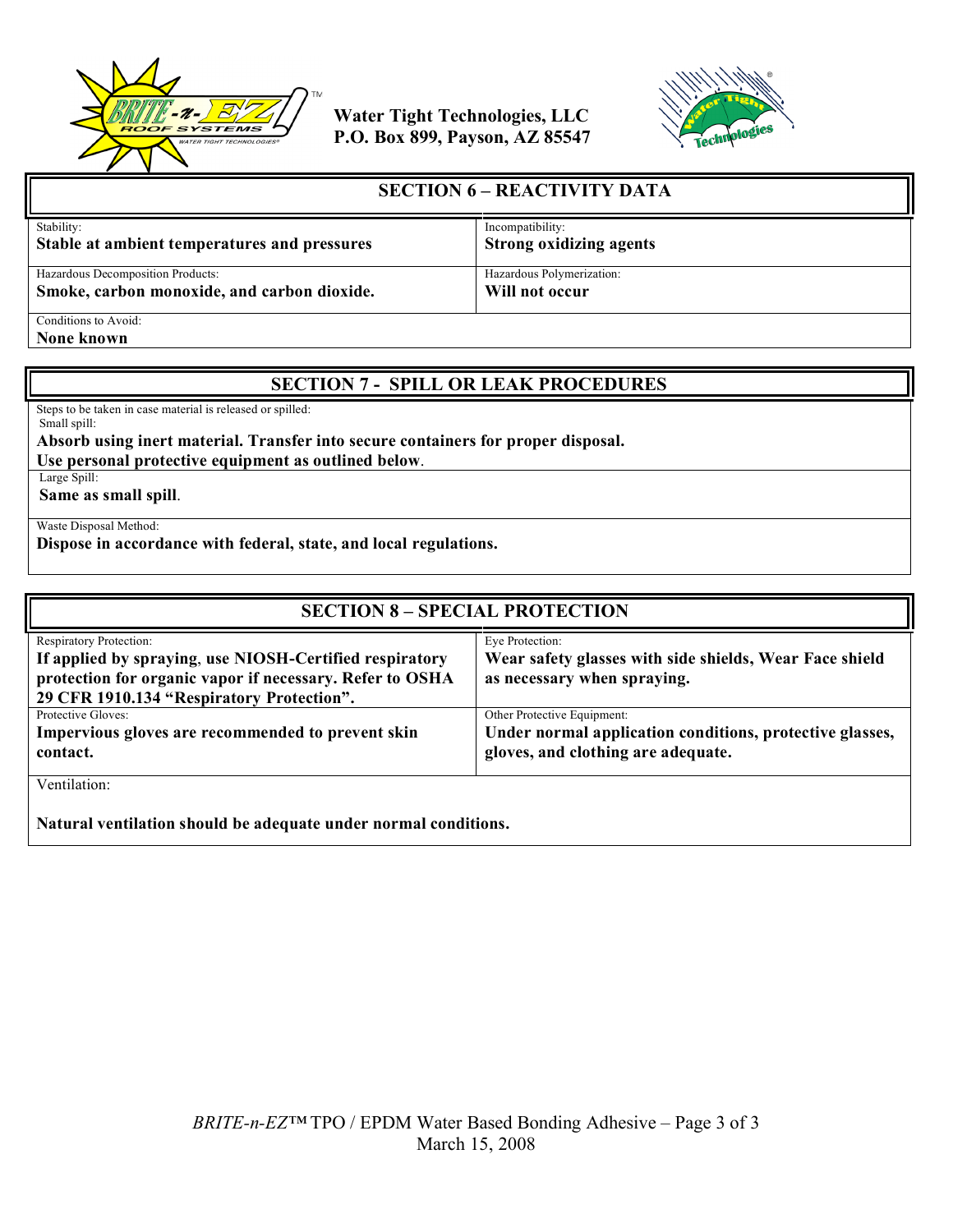Water Tight Technologies, LLC
P.O. Box 899, Payson, AZ 85547

## SECTION 6 – REACTIVITY DATA

| Stability: | Incompatibility: |
|---|---|
| **Stable at ambient temperatures and pressures** | **Strong oxidizing agents** |
| Hazardous Decomposition Products: **Smoke, carbon monoxide, and carbon dioxide.** | Hazardous Polymerization: **Will not occur** |

Conditions to Avoid:
**None known**

## SECTION 7 - SPILL OR LEAK PROCEDURES

Steps to be taken in case material is released or spilled:

Small spill:
**Absorb using inert material. Transfer into secure containers for proper disposal.**
**Use personal protective equipment as outlined below**.

Large Spill:
**Same as small spill**.

Waste Disposal Method:
**Dispose in accordance with federal, state, and local regulations.**

## SECTION 8 – SPECIAL PROTECTION

| Respiratory Protection: | Eye Protection: |
|---|---|
| **If applied by spraying, use NIOSH-Certified respiratory protection for organic vapor if necessary. Refer to OSHA 29 CFR 1910.134 "Respiratory Protection".** | **Wear safety glasses with side shields, Wear Face shield as necessary when spraying.** |
| Protective Gloves: **Impervious gloves are recommended to prevent skin contact.** | Other Protective Equipment: **Under normal application conditions, protective glasses, gloves, and clothing are adequate.** |

Ventilation:

**Natural ventilation should be adequate under normal conditions.**

*BRITE-n-EZ*™ TPO / EPDM Water Based Bonding Adhesive
March 15, 2008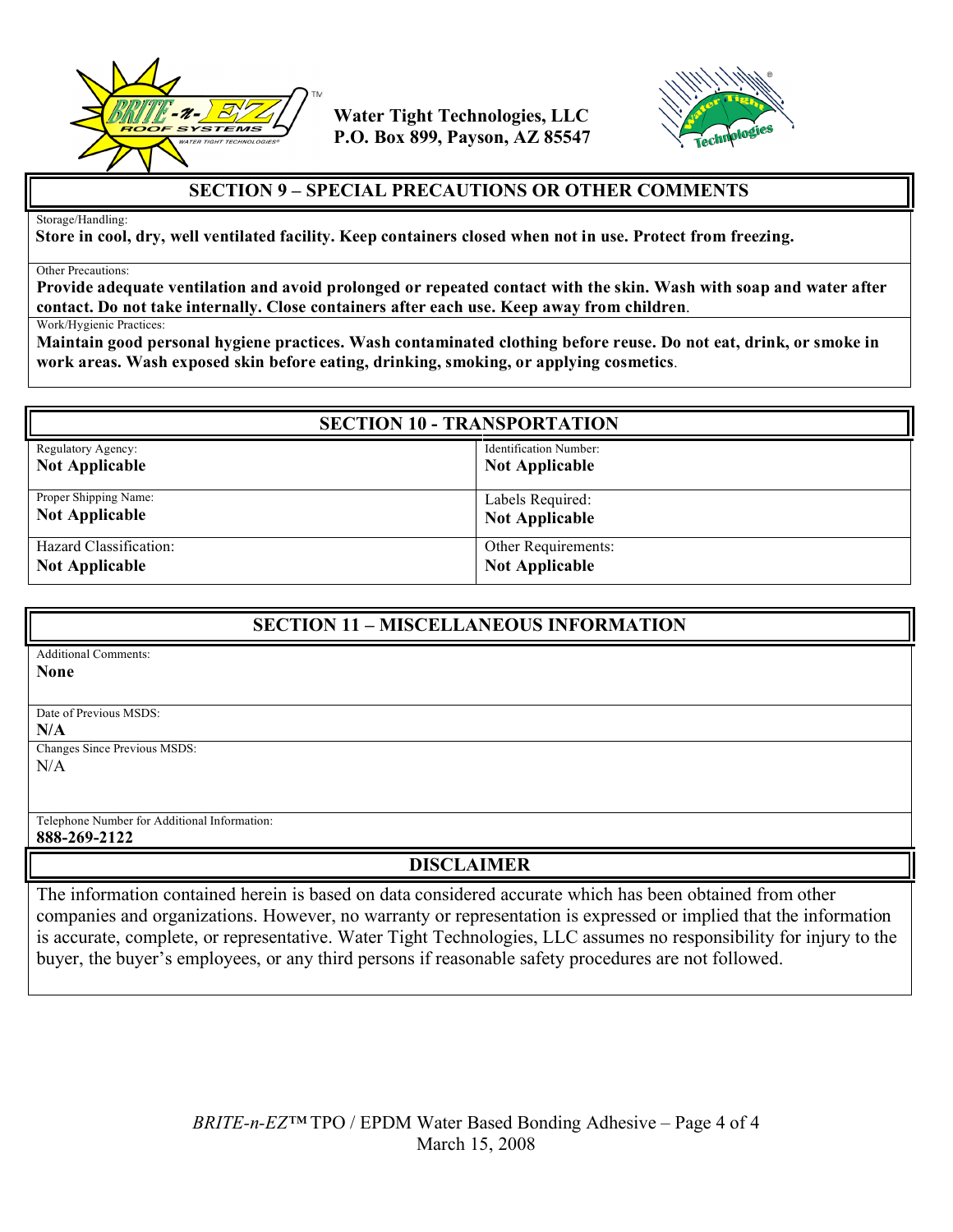## SECTION 9 – SPECIAL PRECAUTIONS OR OTHER COMMENTS

Storage/Handling:

**Store in cool, dry, well ventilated facility. Keep containers closed when not in use. Protect from freezing.**

Other Precautions:

**Provide adequate ventilation and avoid prolonged or repeated contact with the skin. Wash with soap and water after contact. Do not take internally. Close containers after each use. Keep away from children**.

Work/Hygienic Practices:

**Maintain good personal hygiene practices. Wash contaminated clothing before reuse. Do not eat, drink, or smoke in work areas. Wash exposed skin before eating, drinking, smoking, or applying cosmetics**.

## SECTION 10 - TRANSPORTATION

| | |
|---|---|
| Regulatory Agency:<br>**Not Applicable** | Identification Number:<br>**Not Applicable** |
| Proper Shipping Name:<br>**Not Applicable** | Labels Required:<br>**Not Applicable** |
| Hazard Classification:<br>**Not Applicable** | Other Requirements:<br>**Not Applicable** |

## SECTION 11 – MISCELLANEOUS INFORMATION

Additional Comments:

**None**

Date of Previous MSDS:

**N/A**

Changes Since Previous MSDS:

N/A

Telephone Number for Additional Information:

**888-269-2122**

## DISCLAIMER

The information contained herein is based on data considered accurate which has been obtained from other companies and organizations. However, no warranty or representation is expressed or implied that the information is accurate, complete, or representative. Water Tight Technologies, LLC assumes no responsibility for injury to the buyer, the buyer's employees, or any third persons if reasonable safety procedures are not followed.